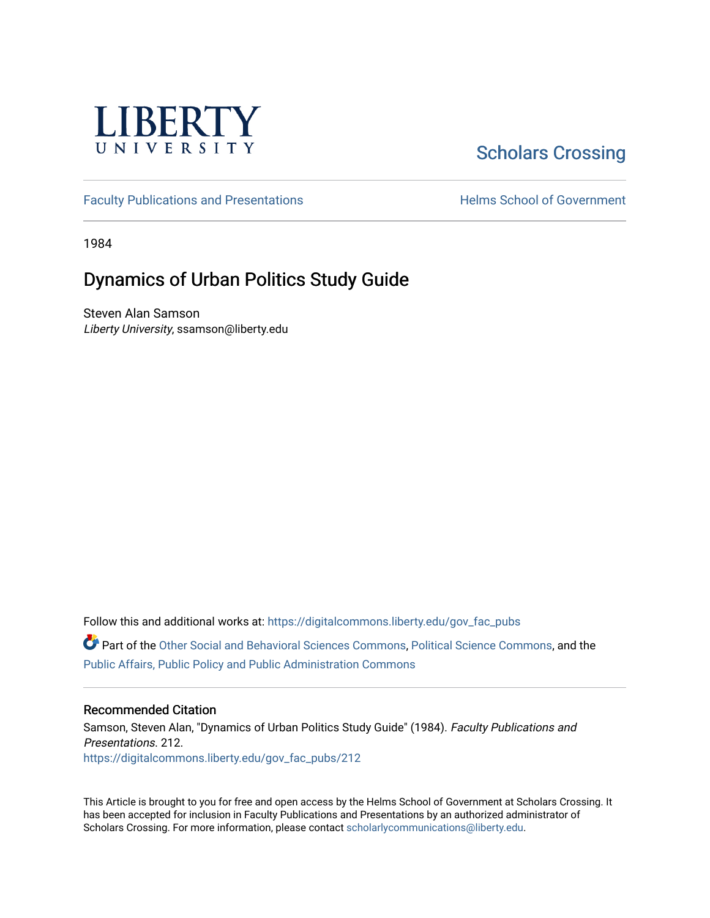LIBERTY UNIVERSITY

Scholars Crossing

Faculty Publications and Presentations

Helms School of Government

1984

# Dynamics of Urban Politics Study Guide

Steven Alan Samson
*Liberty University*, ssamson@liberty.edu

Follow this and additional works at: https://digitalcommons.liberty.edu/gov_fac_pubs

Part of the Other Social and Behavioral Sciences Commons, Political Science Commons, and the Public Affairs, Public Policy and Public Administration Commons

## Recommended Citation

Samson, Steven Alan, "Dynamics of Urban Politics Study Guide" (1984). *Faculty Publications and Presentations*. 212.
https://digitalcommons.liberty.edu/gov_fac_pubs/212

This Article is brought to you for free and open access by the Helms School of Government at Scholars Crossing. It has been accepted for inclusion in Faculty Publications and Presentations by an authorized administrator of Scholars Crossing. For more information, please contact scholarlycommunications@liberty.edu.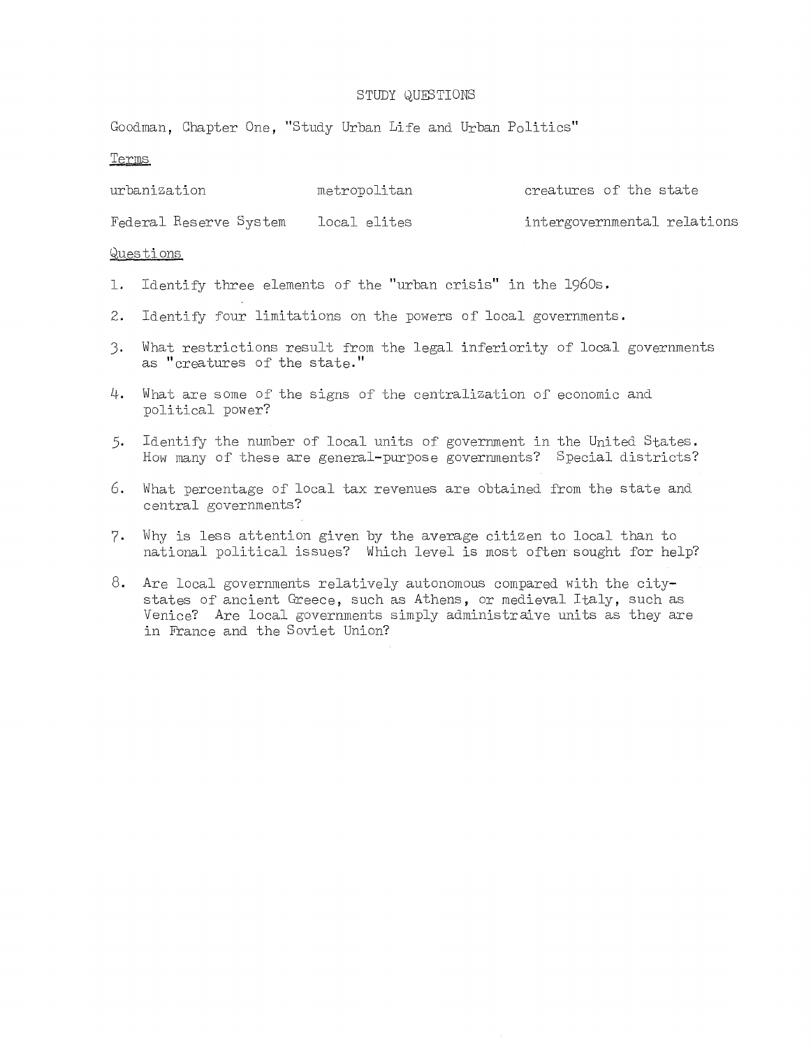# STUDY QUESTIONS

Goodman, Chapter One, "Study Urban Life and Urban Politics"

## Terms

| | | |
|---|---|---|
| urbanization | metropolitan | creatures of the state |
| Federal Reserve System | local elites | intergovernmental relations |

## Questions

1. Identify three elements of the "urban crisis" in the 1960s.
2. Identify four limitations on the powers of local governments.
3. What restrictions result from the legal inferiority of local governments as "creatures of the state."
4. What are some of the signs of the centralization of economic and political power?
5. Identify the number of local units of government in the United States. How many of these are general-purpose governments? Special districts?
6. What percentage of local tax revenues are obtained from the state and central governments?
7. Why is less attention given by the average citizen to local than to national political issues? Which level is most often sought for help?
8. Are local governments relatively autonomous compared with the city-states of ancient Greece, such as Athens, or medieval Italy, such as Venice? Are local governments simply administraive units as they are in France and the Soviet Union?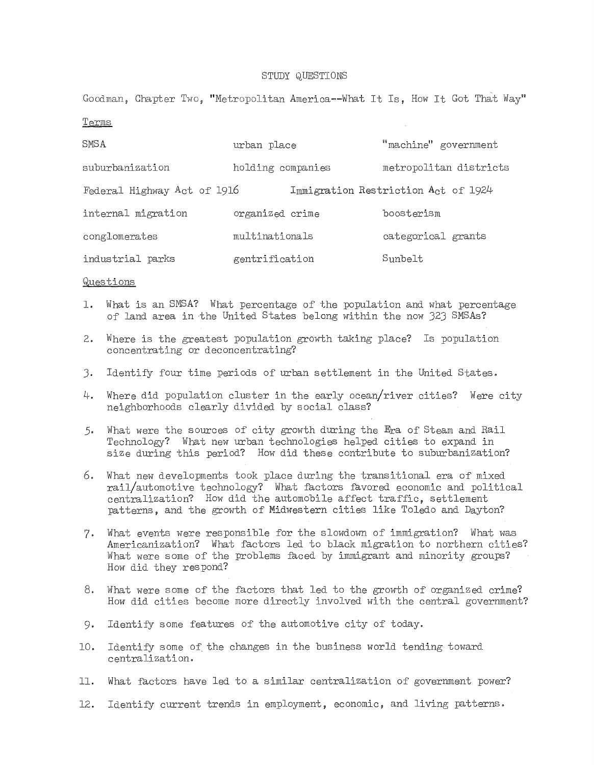# STUDY QUESTIONS

Goodman, Chapter Two, "Metropolitan America--What It Is, How It Got That Way"

## Terms

| | | |
|---|---|---|
| SMSA | urban place | "machine" government |
| suburbanization | holding companies | metropolitan districts |
| Federal Highway Act of 1916 | Immigration Restriction Act of 1924 | |
| internal migration | organized crime | boosterism |
| conglomerates | multinationals | categorical grants |
| industrial parks | gentrification | Sunbelt |

## Questions

1. What is an SMSA? What percentage of the population and what percentage of land area in the United States belong within the now 323 SMSAs?

2. Where is the greatest population growth taking place? Is population concentrating or deconcentrating?

3. Identify four time periods of urban settlement in the United States.

4. Where did population cluster in the early ocean/river cities? Were city neighborhoods clearly divided by social class?

5. What were the sources of city growth during the Era of Steam and Rail Technology? What new urban technologies helped cities to expand in size during this period? How did these contribute to suburbanization?

6. What new developments took place during the transitional era of mixed rail/automotive technology? What factors favored economic and political centralization? How did the automobile affect traffic, settlement patterns, and the growth of Midwestern cities like Toledo and Dayton?

7. What events were responsible for the slowdown of immigration? What was Americanization? What factors led to black migration to northern cities? What were some of the problems faced by immigrant and minority groups? How did they respond?

8. What were some of the factors that led to the growth of organized crime? How did cities become more directly involved with the central government?

9. Identify some features of the automotive city of today.

10. Identify some of the changes in the business world tending toward centralization.

11. What factors have led to a similar centralization of government power?

12. Identify current trends in employment, economic, and living patterns.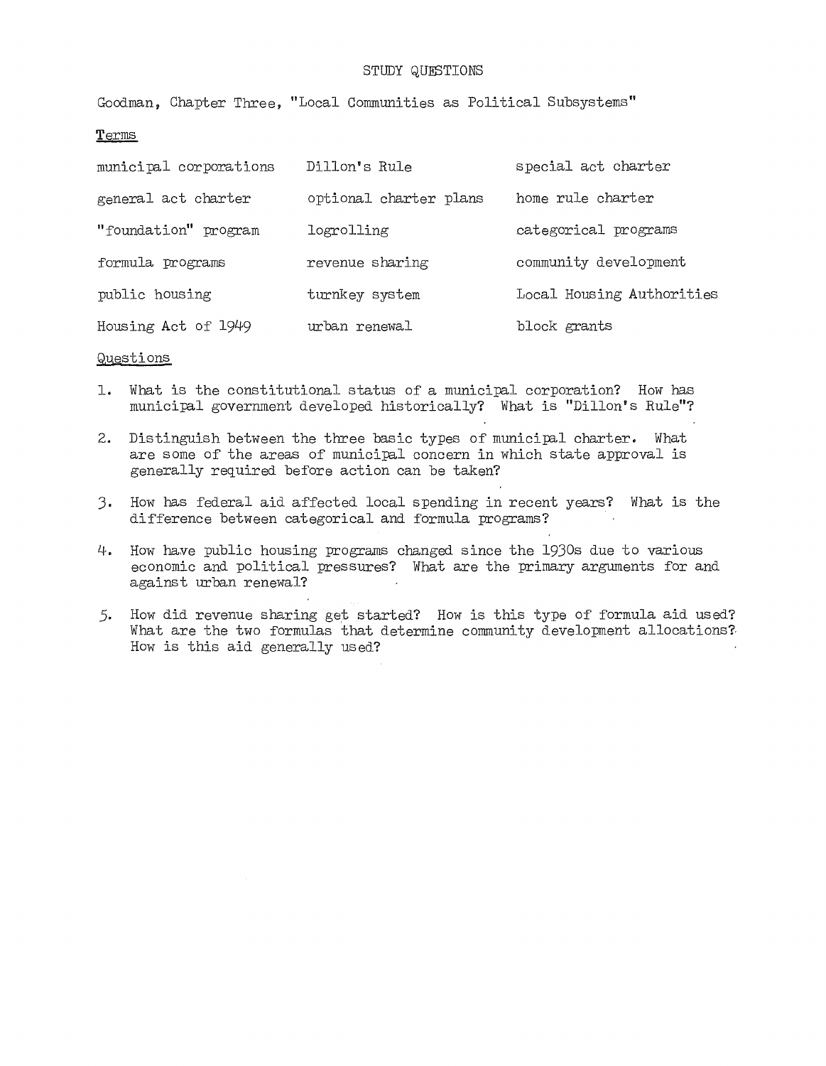# STUDY QUESTIONS

Goodman, Chapter Three, "Local Communities as Political Subsystems"

## Terms

| | | |
|---|---|---|
| municipal corporations | Dillon's Rule | special act charter |
| general act charter | optional charter plans | home rule charter |
| "foundation" program | logrolling | categorical programs |
| formula programs | revenue sharing | community development |
| public housing | turnkey system | Local Housing Authorities |
| Housing Act of 1949 | urban renewal | block grants |

## Questions

1. What is the constitutional status of a municipal corporation? How has municipal government developed historically? What is "Dillon's Rule"?

2. Distinguish between the three basic types of municipal charter. What are some of the areas of municipal concern in which state approval is generally required before action can be taken?

3. How has federal aid affected local spending in recent years? What is the difference between categorical and formula programs?

4. How have public housing programs changed since the 1930s due to various economic and political pressures? What are the primary arguments for and against urban renewal?

5. How did revenue sharing get started? How is this type of formula aid used? What are the two formulas that determine community development allocations? How is this aid generally used?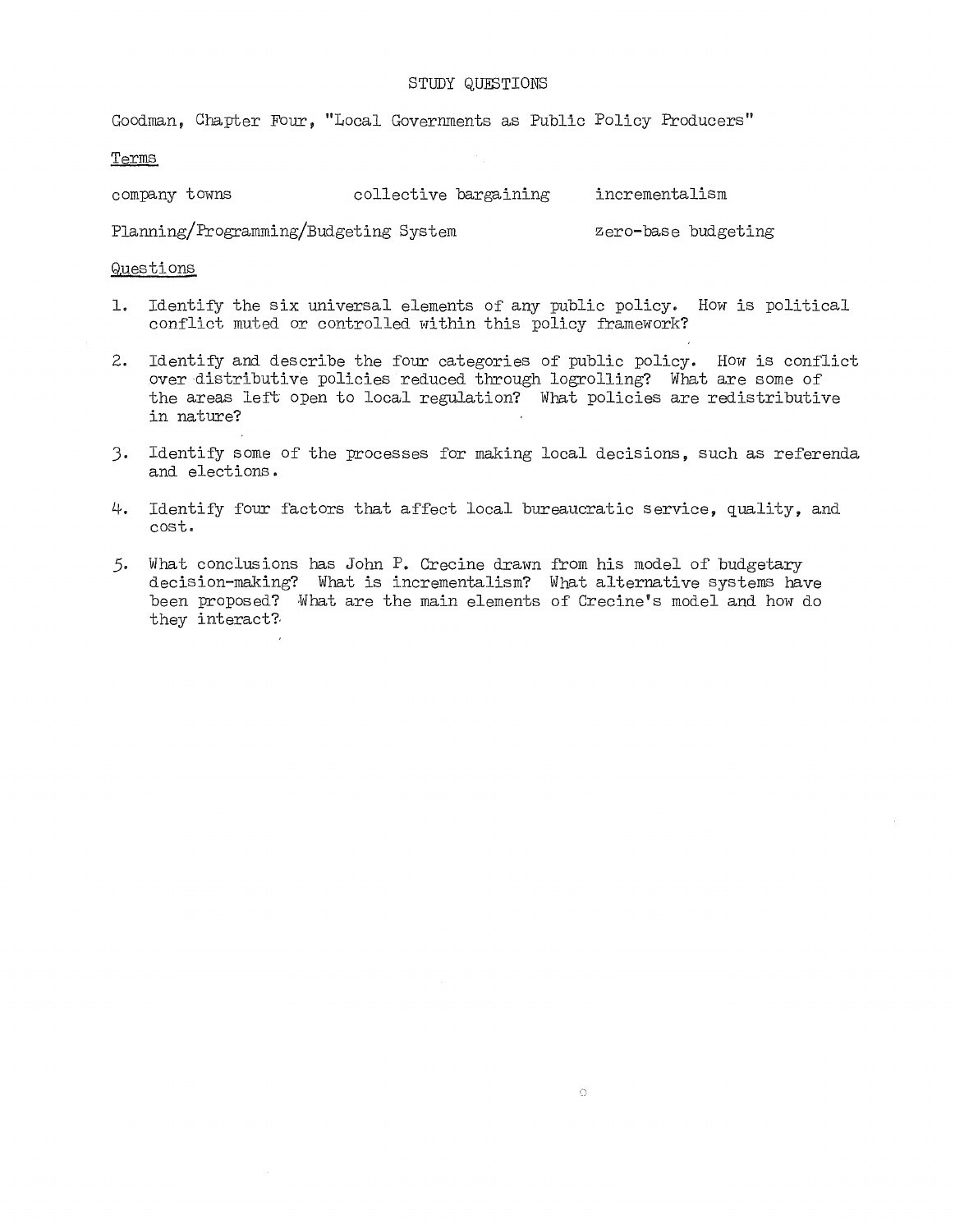# STUDY QUESTIONS

Goodman, Chapter Four, "Local Governments as Public Policy Producers"

## Terms

company towns | collective bargaining | incrementalism

Planning/Programming/Budgeting System | zero-base budgeting

## Questions

1. Identify the six universal elements of any public policy. How is political conflict muted or controlled within this policy framework?
2. Identify and describe the four categories of public policy. How is conflict over distributive policies reduced through logrolling? What are some of the areas left open to local regulation? What policies are redistributive in nature?
3. Identify some of the processes for making local decisions, such as referenda and elections.
4. Identify four factors that affect local bureaucratic service, quality, and cost.
5. What conclusions has John P. Crecine drawn from his model of budgetary decision-making? What is incrementalism? What alternative systems have been proposed? What are the main elements of Crecine's model and how do they interact?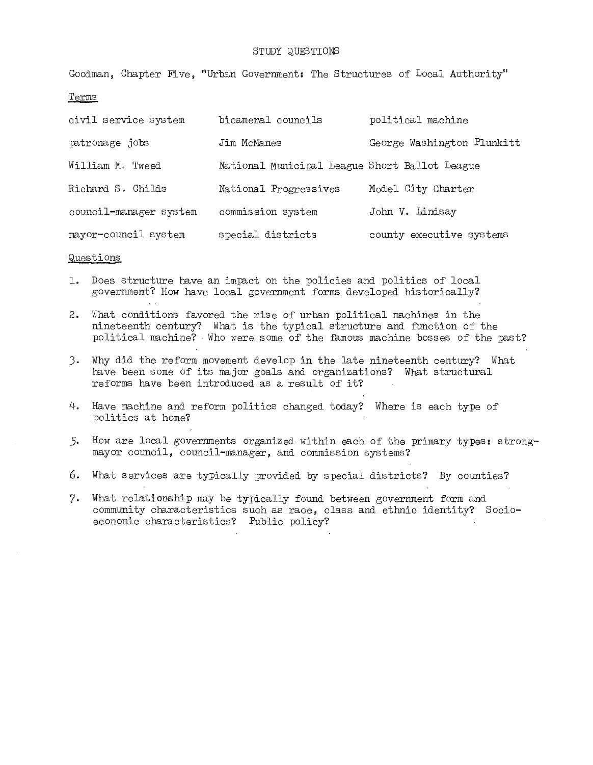# STUDY QUESTIONS

Goodman, Chapter Five, "Urban Government: The Structures of Local Authority"

## Terms

| | | |
|---|---|---|
| civil service system | bicameral councils | political machine |
| patronage jobs | Jim McManes | George Washington Plunkitt |
| William M. Tweed | National Municipal League | Short Ballot League |
| Richard S. Childs | National Progressives | Model City Charter |
| council-manager system | commission system | John V. Lindsay |
| mayor-council system | special districts | county executive systems |

## Questions

1. Does structure have an impact on the policies and politics of local government? How have local government forms developed historically?

2. What conditions favored the rise of urban political machines in the nineteenth century? What is the typical structure and function of the political machine? Who were some of the famous machine bosses of the past?

3. Why did the reform movement develop in the late nineteenth century? What have been some of its major goals and organizations? What structural reforms have been introduced as a result of it?

4. Have machine and reform politics changed today? Where is each type of politics at home?

5. How are local governments organized within each of the primary types: strong-mayor council, council-manager, and commission systems?

6. What services are typically provided by special districts? By counties?

7. What relationship may be typically found between government form and community characteristics such as race, class and ethnic identity? Socio-economic characteristics? Public policy?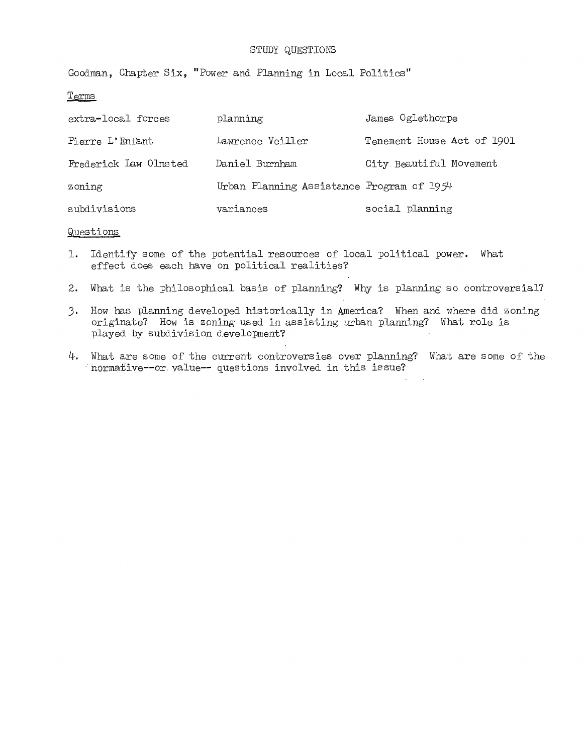# STUDY QUESTIONS

Goodman, Chapter Six, "Power and Planning in Local Politics"

## Terms

| | | |
|---|---|---|
| extra-local forces | planning | James Oglethorpe |
| Pierre L'Enfant | Lawrence Veiller | Tenement House Act of 1901 |
| Frederick Law Olmsted | Daniel Burnham | City Beautiful Movement |
| zoning | Urban Planning Assistance Program of 1954 | |
| subdivisions | variances | social planning |

## Questions

1. Identify some of the potential resources of local political power. What effect does each have on political realities?
2. What is the philosophical basis of planning? Why is planning so controversial?
3. How has planning developed historically in America? When and where did zoning originate? How is zoning used in assisting urban planning? What role is played by subdivision development?
4. What are some of the current controversies over planning? What are some of the normative--or value-- questions involved in this issue?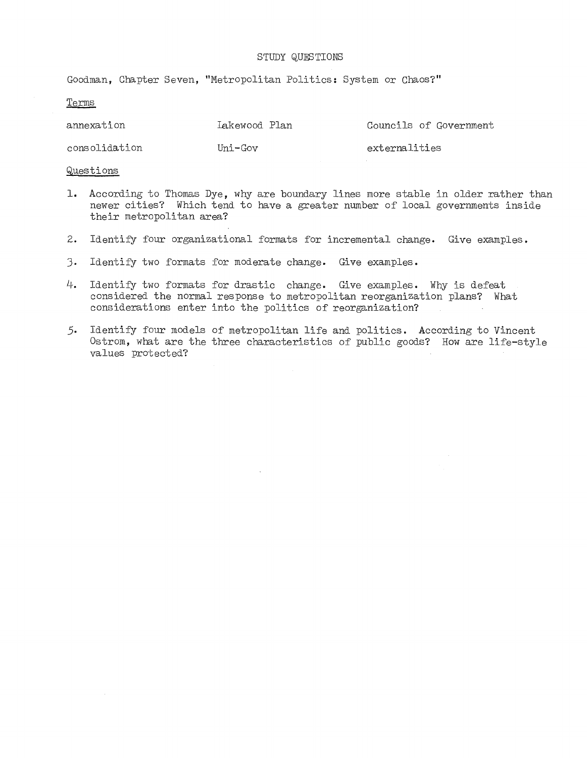# STUDY QUESTIONS

Goodman, Chapter Seven, "Metropolitan Politics: System or Chaos?"

## Terms

| | | |
|---|---|---|
| annexation | Lakewood Plan | Councils of Government |
| consolidation | Uni-Gov | externalities |

## Questions

1. According to Thomas Dye, why are boundary lines more stable in older rather than newer cities? Which tend to have a greater number of local governments inside their metropolitan area?

2. Identify four organizational formats for incremental change. Give examples.

3. Identify two formats for moderate change. Give examples.

4. Identify two formats for drastic change. Give examples. Why is defeat considered the normal response to metropolitan reorganization plans? What considerations enter into the politics of reorganization?

5. Identify four models of metropolitan life and politics. According to Vincent Ostrom, what are the three characteristics of public goods? How are life-style values protected?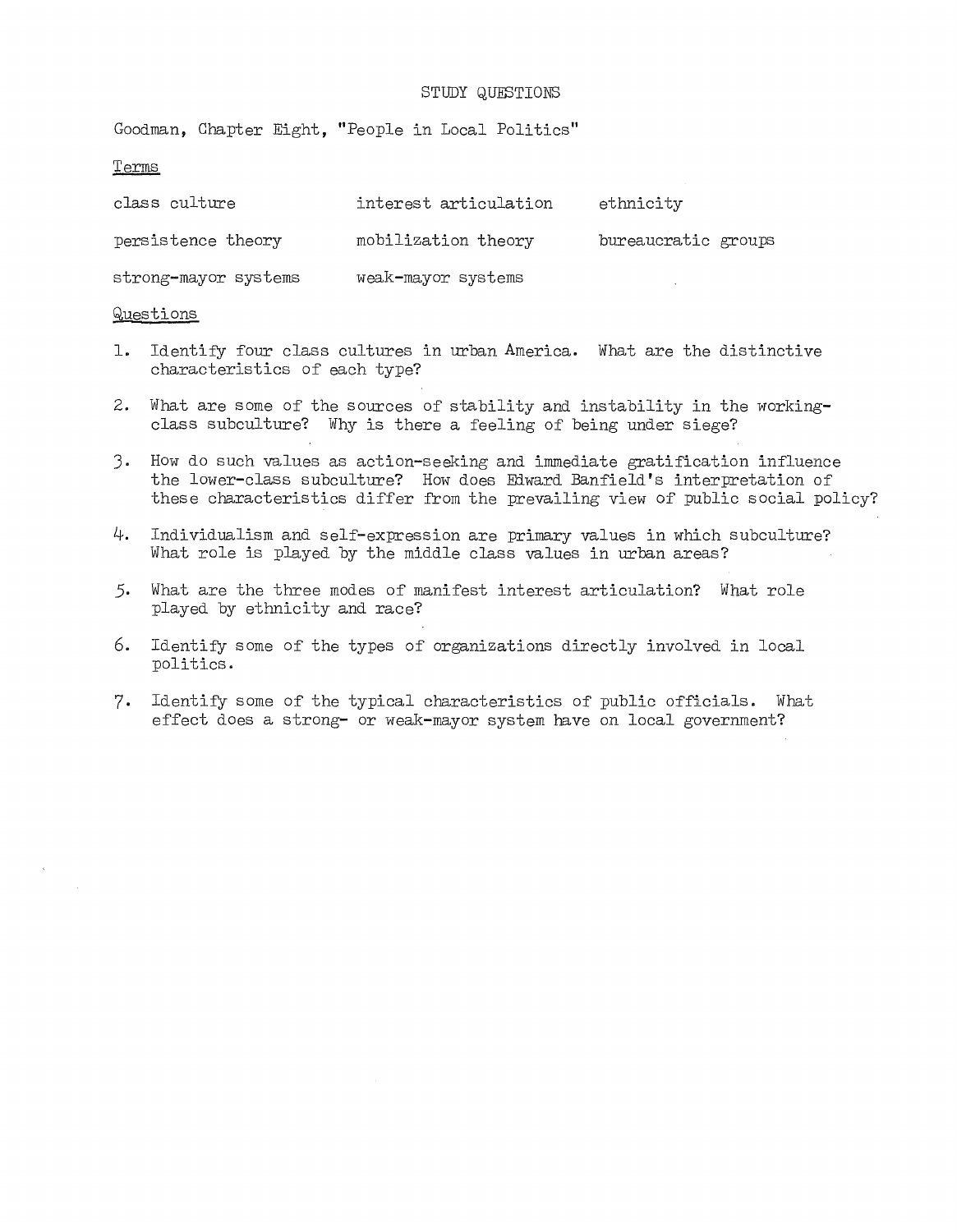# STUDY QUESTIONS

Goodman, Chapter Eight, "People in Local Politics"

## Terms

| | | |
|---|---|---|
| class culture | interest articulation | ethnicity |
| persistence theory | mobilization theory | bureaucratic groups |
| strong-mayor systems | weak-mayor systems | |

## Questions

1. Identify four class cultures in urban America. What are the distinctive characteristics of each type?

2. What are some of the sources of stability and instability in the working-class subculture? Why is there a feeling of being under siege?

3. How do such values as action-seeking and immediate gratification influence the lower-class subculture? How does Edward Banfield's interpretation of these characteristics differ from the prevailing view of public social policy?

4. Individualism and self-expression are primary values in which subculture? What role is played by the middle class values in urban areas?

5. What are the three modes of manifest interest articulation? What role played by ethnicity and race?

6. Identify some of the types of organizations directly involved in local politics.

7. Identify some of the typical characteristics of public officials. What effect does a strong- or weak-mayor system have on local government?